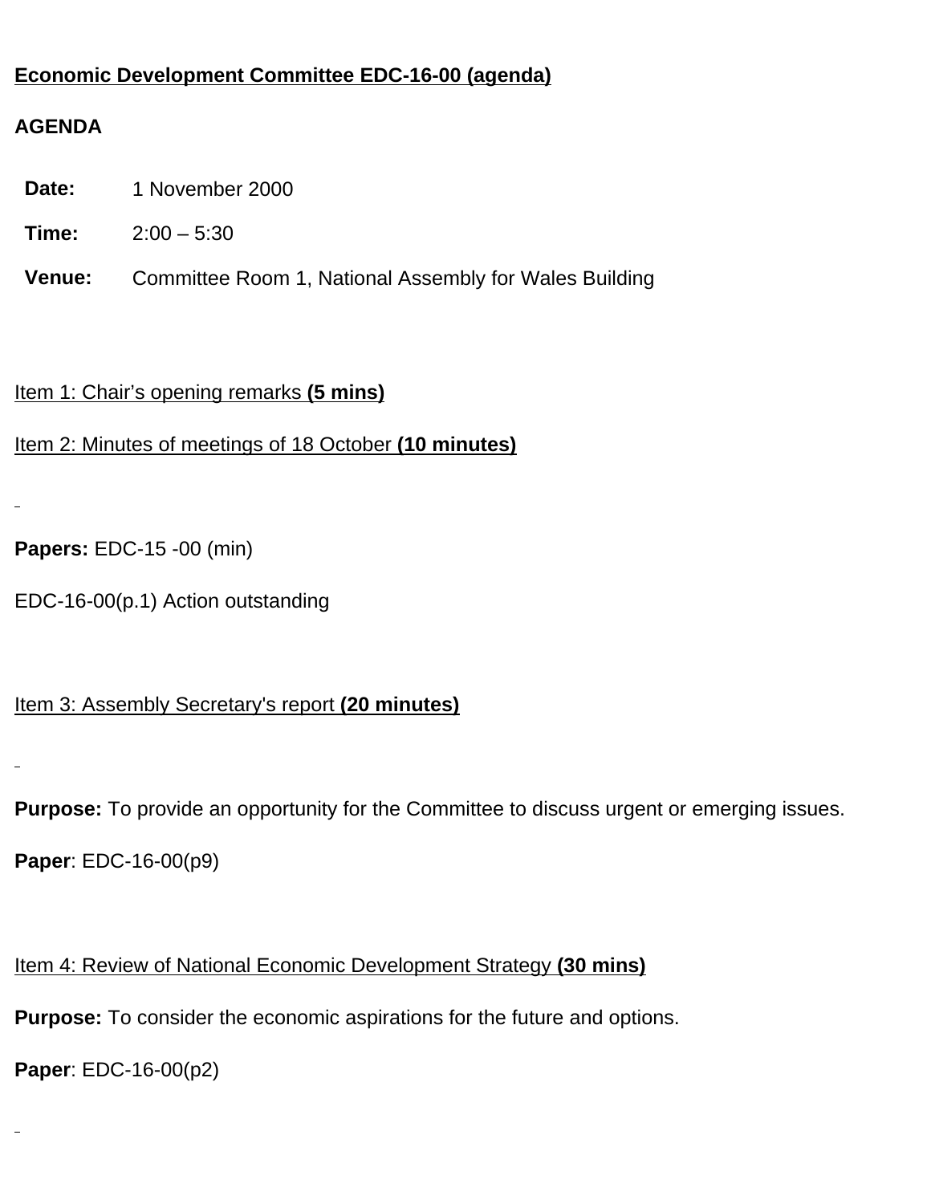**Economic Development Committee EDC-16-00 (agenda)**

**AGENDA**

| | |
|---|---|
| **Date:** | 1 November 2000 |
| **Time:** | 2:00 – 5:30 |
| **Venue:** | Committee Room 1, National Assembly for Wales Building |

Item 1: Chair's opening remarks **(5 mins)**

Item 2: Minutes of meetings of 18 October **(10 minutes)**

**Papers:** EDC-15 -00 (min)

EDC-16-00(p.1) Action outstanding

Item 3: Assembly Secretary's report **(20 minutes)**

**Purpose:** To provide an opportunity for the Committee to discuss urgent or emerging issues.

**Paper**: EDC-16-00(p9)

Item 4: Review of National Economic Development Strategy **(30 mins)**

**Purpose:** To consider the economic aspirations for the future and options.

**Paper**: EDC-16-00(p2)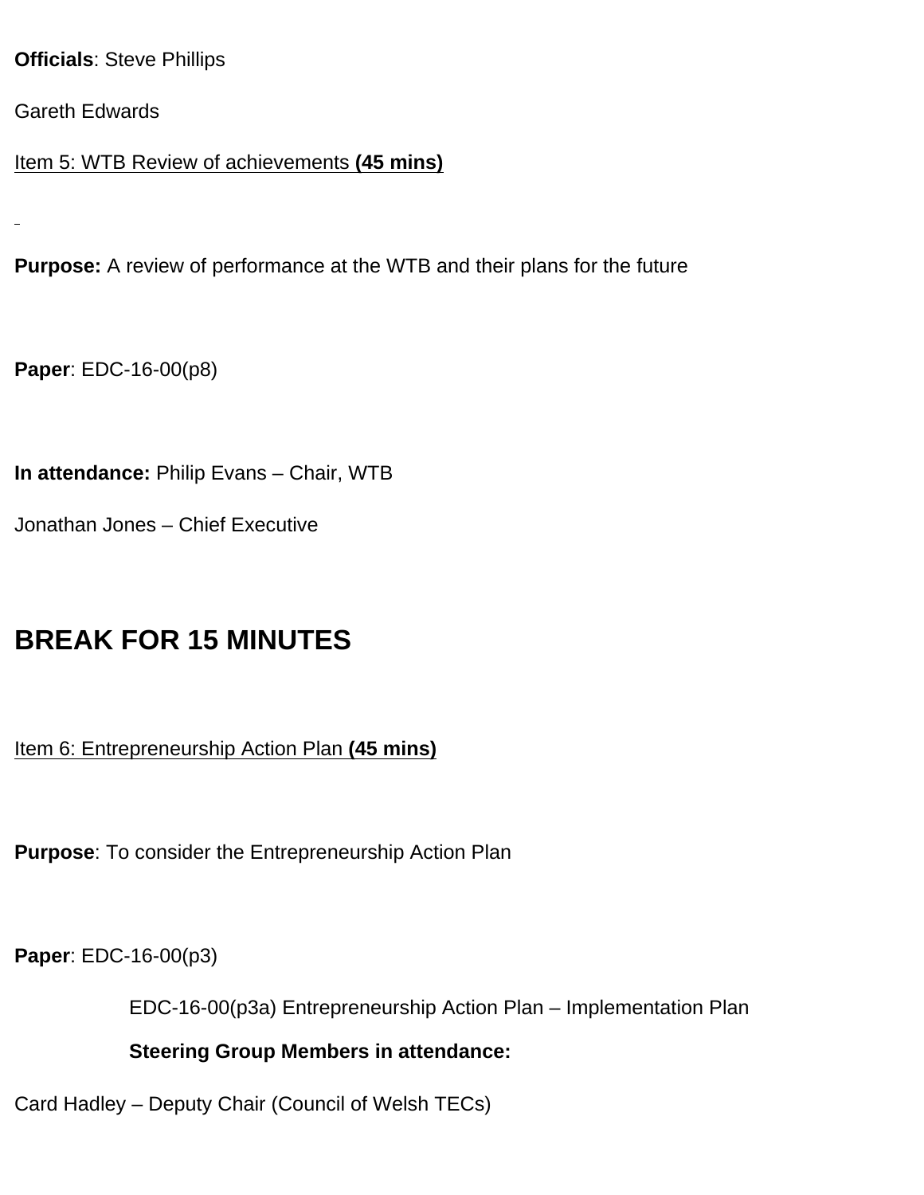**Officials**: Steve Phillips

Gareth Edwards

<u>Item 5: WTB Review of achievements **(45 mins)**</u>

**Purpose:** A review of performance at the WTB and their plans for the future

**Paper**: EDC-16-00(p8)

**In attendance:** Philip Evans – Chair, WTB

Jonathan Jones – Chief Executive

## BREAK FOR 15 MINUTES

<u>Item 6: Entrepreneurship Action Plan **(45 mins)**</u>

**Purpose**: To consider the Entrepreneurship Action Plan

**Paper**: EDC-16-00(p3)

EDC-16-00(p3a) Entrepreneurship Action Plan – Implementation Plan

**Steering Group Members in attendance:**

Card Hadley – Deputy Chair (Council of Welsh TECs)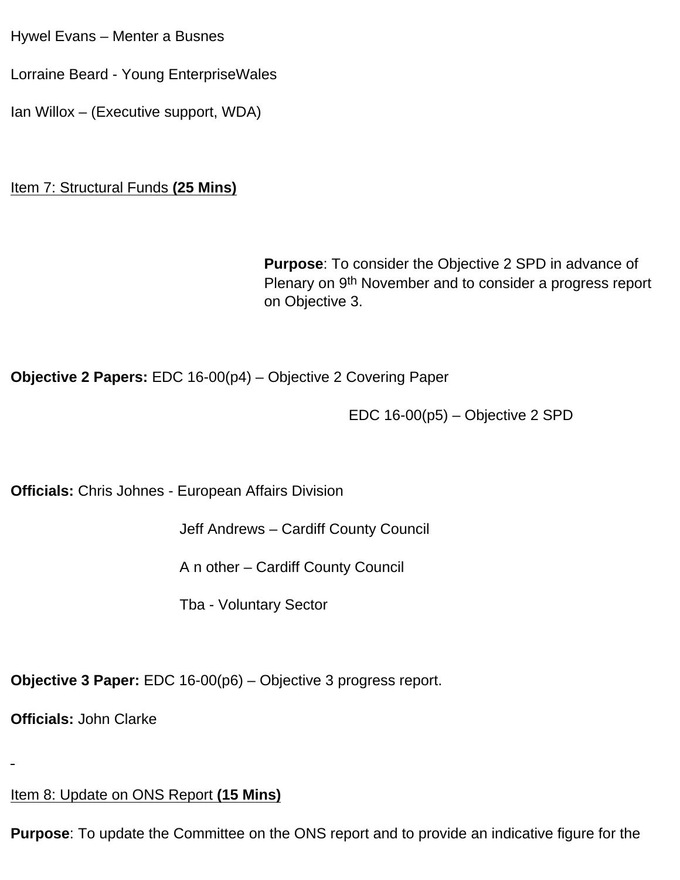Hywel Evans – Menter a Busnes

Lorraine Beard - Young EnterpriseWales

Ian Willox – (Executive support, WDA)

Item 7: Structural Funds **(25 Mins)**

**Purpose**: To consider the Objective 2 SPD in advance of Plenary on 9th November and to consider a progress report on Objective 3.

**Objective 2 Papers:** EDC 16-00(p4) – Objective 2 Covering Paper

EDC 16-00(p5) – Objective 2 SPD

**Officials:** Chris Johnes - European Affairs Division

Jeff Andrews – Cardiff County Council

A n other – Cardiff County Council

Tba - Voluntary Sector

**Objective 3 Paper:** EDC 16-00(p6) – Objective 3 progress report.

**Officials:** John Clarke

Item 8: Update on ONS Report **(15 Mins)**

**Purpose**: To update the Committee on the ONS report and to provide an indicative figure for the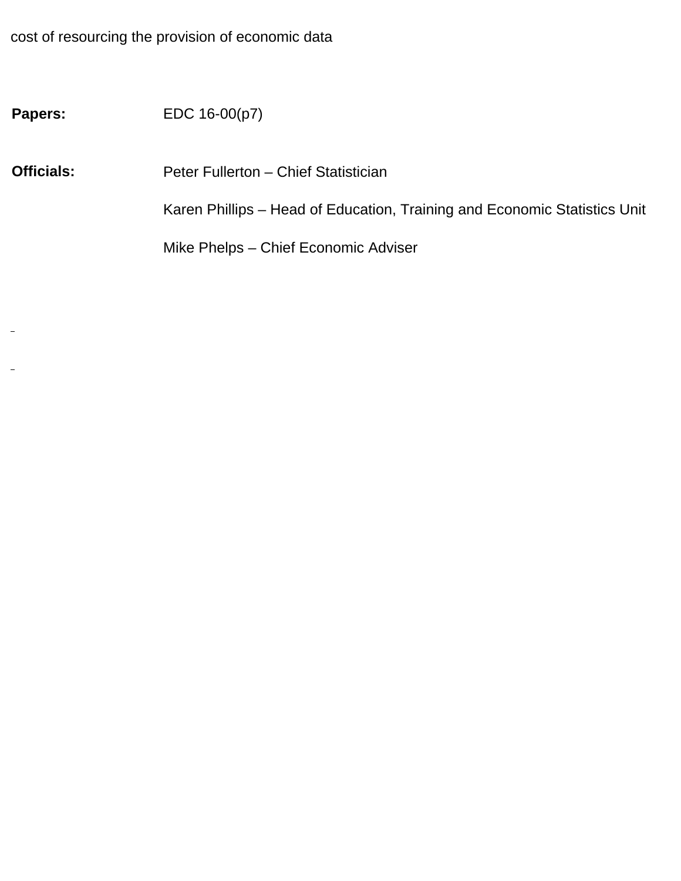cost of resourcing the provision of economic data

**Papers:** EDC 16-00(p7)

**Officials:** Peter Fullerton – Chief Statistician

Karen Phillips – Head of Education, Training and Economic Statistics Unit

Mike Phelps – Chief Economic Adviser